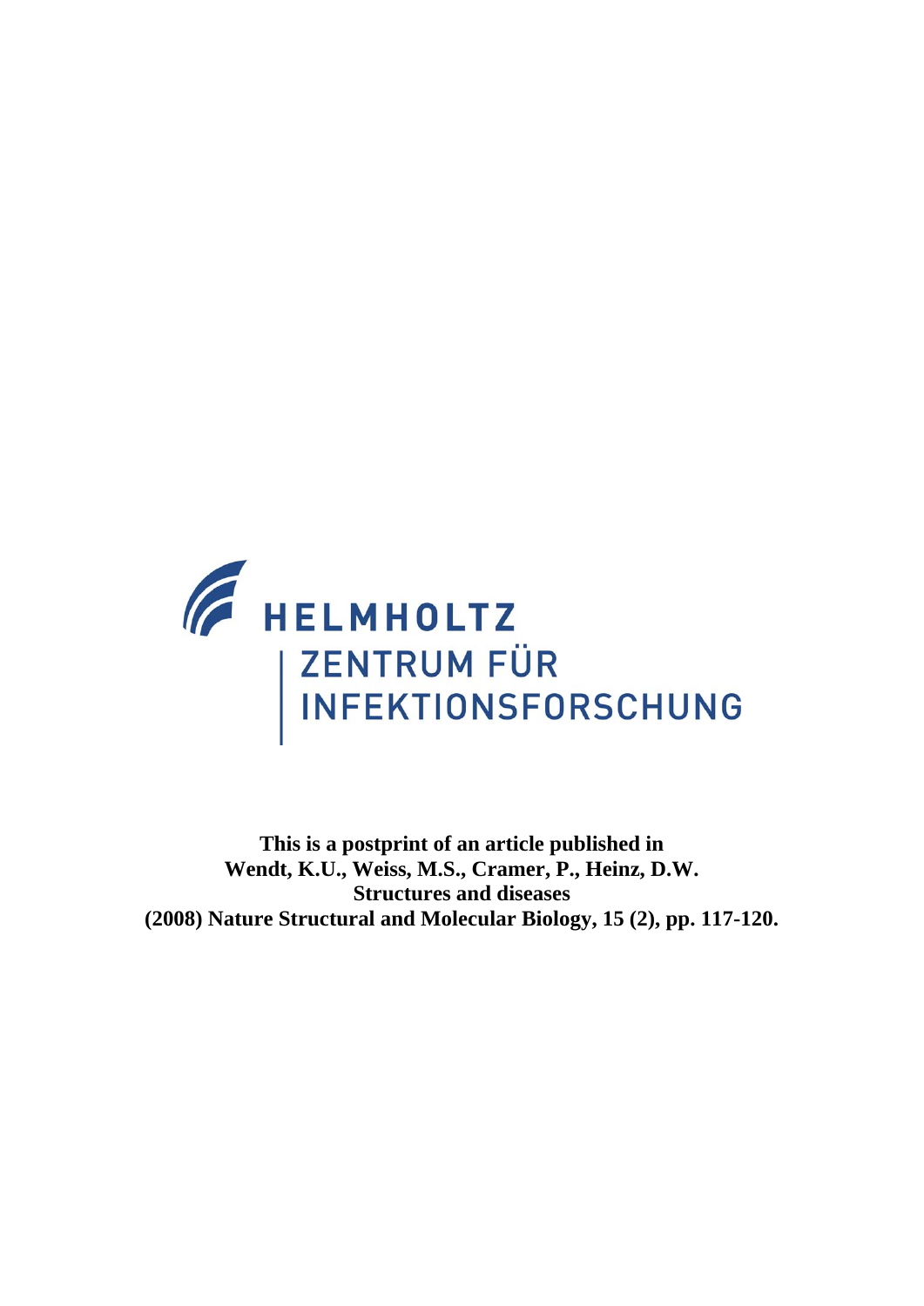HELMHOLTZ
ZENTRUM FÜR
INFEKTIONSFORSCHUNG

**This is a postprint of an article published in**
**Wendt, K.U., Weiss, M.S., Cramer, P., Heinz, D.W.**
**Structures and diseases**
**(2008) Nature Structural and Molecular Biology, 15 (2), pp. 117-120.**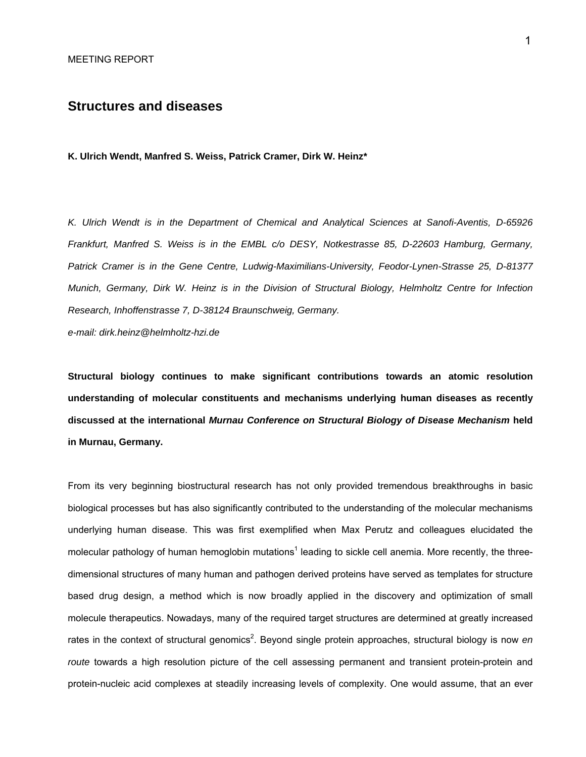MEETING REPORT

# Structures and diseases

**K. Ulrich Wendt, Manfred S. Weiss, Patrick Cramer, Dirk W. Heinz***

*K. Ulrich Wendt is in the Department of Chemical and Analytical Sciences at Sanofi-Aventis, D-65926 Frankfurt, Manfred S. Weiss is in the EMBL c/o DESY, Notkestrasse 85, D-22603 Hamburg, Germany, Patrick Cramer is in the Gene Centre, Ludwig-Maximilians-University, Feodor-Lynen-Strasse 25, D-81377 Munich, Germany, Dirk W. Heinz is in the Division of Structural Biology, Helmholtz Centre for Infection Research, Inhoffenstrasse 7, D-38124 Braunschweig, Germany.*

*e-mail: dirk.heinz@helmholtz-hzi.de*

**Structural biology continues to make significant contributions towards an atomic resolution understanding of molecular constituents and mechanisms underlying human diseases as recently discussed at the international *Murnau Conference on Structural Biology of Disease Mechanism* held in Murnau, Germany.**

From its very beginning biostructural research has not only provided tremendous breakthroughs in basic biological processes but has also significantly contributed to the understanding of the molecular mechanisms underlying human disease. This was first exemplified when Max Perutz and colleagues elucidated the molecular pathology of human hemoglobin mutations[1] leading to sickle cell anemia. More recently, the three-dimensional structures of many human and pathogen derived proteins have served as templates for structure based drug design, a method which is now broadly applied in the discovery and optimization of small molecule therapeutics. Nowadays, many of the required target structures are determined at greatly increased rates in the context of structural genomics[2]. Beyond single protein approaches, structural biology is now *en route* towards a high resolution picture of the cell assessing permanent and transient protein-protein and protein-nucleic acid complexes at steadily increasing levels of complexity. One would assume, that an ever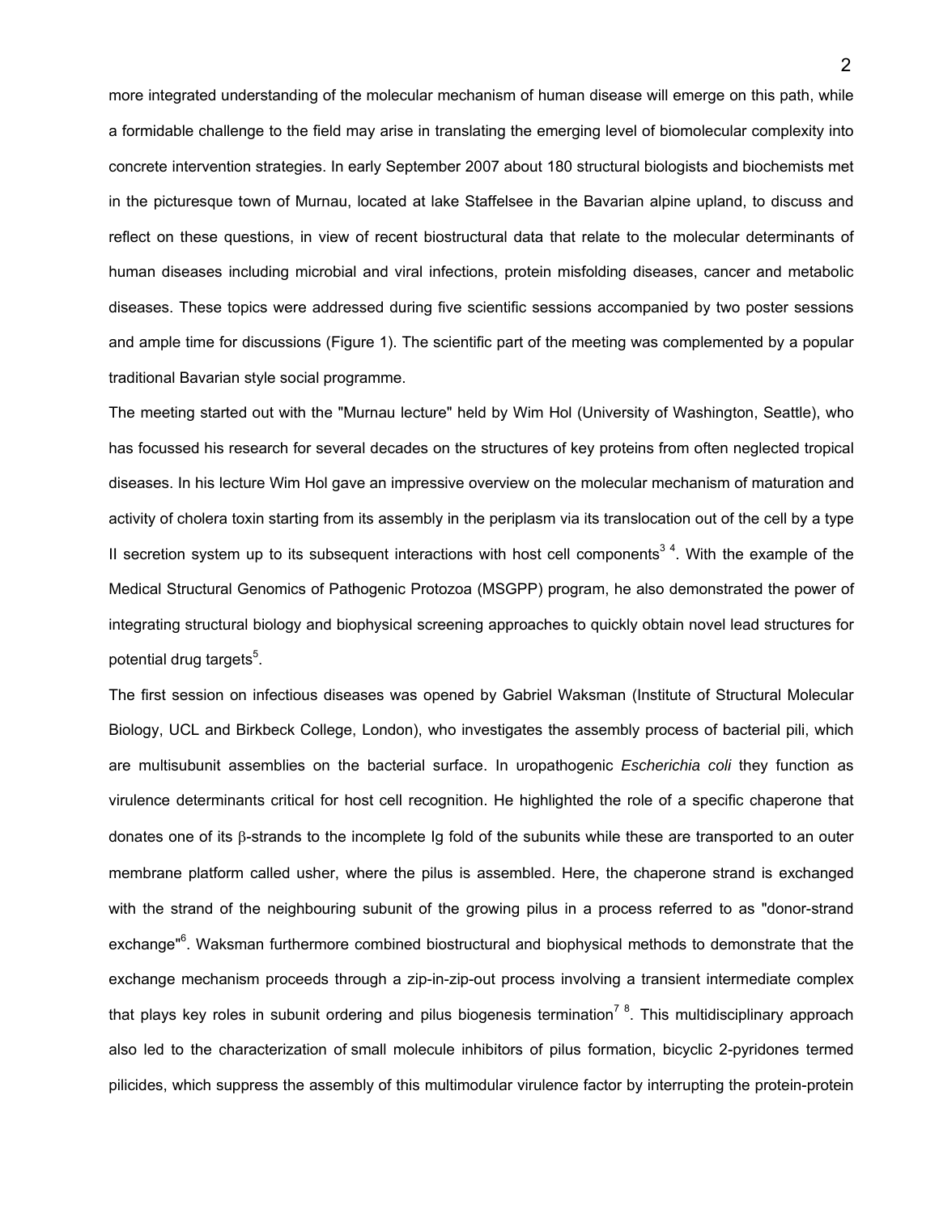more integrated understanding of the molecular mechanism of human disease will emerge on this path, while a formidable challenge to the field may arise in translating the emerging level of biomolecular complexity into concrete intervention strategies. In early September 2007 about 180 structural biologists and biochemists met in the picturesque town of Murnau, located at lake Staffelsee in the Bavarian alpine upland, to discuss and reflect on these questions, in view of recent biostructural data that relate to the molecular determinants of human diseases including microbial and viral infections, protein misfolding diseases, cancer and metabolic diseases. These topics were addressed during five scientific sessions accompanied by two poster sessions and ample time for discussions (Figure 1). The scientific part of the meeting was complemented by a popular traditional Bavarian style social programme.

The meeting started out with the "Murnau lecture" held by Wim Hol (University of Washington, Seattle), who has focussed his research for several decades on the structures of key proteins from often neglected tropical diseases. In his lecture Wim Hol gave an impressive overview on the molecular mechanism of maturation and activity of cholera toxin starting from its assembly in the periplasm via its translocation out of the cell by a type II secretion system up to its subsequent interactions with host cell components[3,4]. With the example of the Medical Structural Genomics of Pathogenic Protozoa (MSGPP) program, he also demonstrated the power of integrating structural biology and biophysical screening approaches to quickly obtain novel lead structures for potential drug targets[5].

The first session on infectious diseases was opened by Gabriel Waksman (Institute of Structural Molecular Biology, UCL and Birkbeck College, London), who investigates the assembly process of bacterial pili, which are multisubunit assemblies on the bacterial surface. In uropathogenic *Escherichia coli* they function as virulence determinants critical for host cell recognition. He highlighted the role of a specific chaperone that donates one of its β-strands to the incomplete Ig fold of the subunits while these are transported to an outer membrane platform called usher, where the pilus is assembled. Here, the chaperone strand is exchanged with the strand of the neighbouring subunit of the growing pilus in a process referred to as "donor-strand exchange"[6]. Waksman furthermore combined biostructural and biophysical methods to demonstrate that the exchange mechanism proceeds through a zip-in-zip-out process involving a transient intermediate complex that plays key roles in subunit ordering and pilus biogenesis termination[7,8]. This multidisciplinary approach also led to the characterization of small molecule inhibitors of pilus formation, bicyclic 2-pyridones termed pilicides, which suppress the assembly of this multimodular virulence factor by interrupting the protein-protein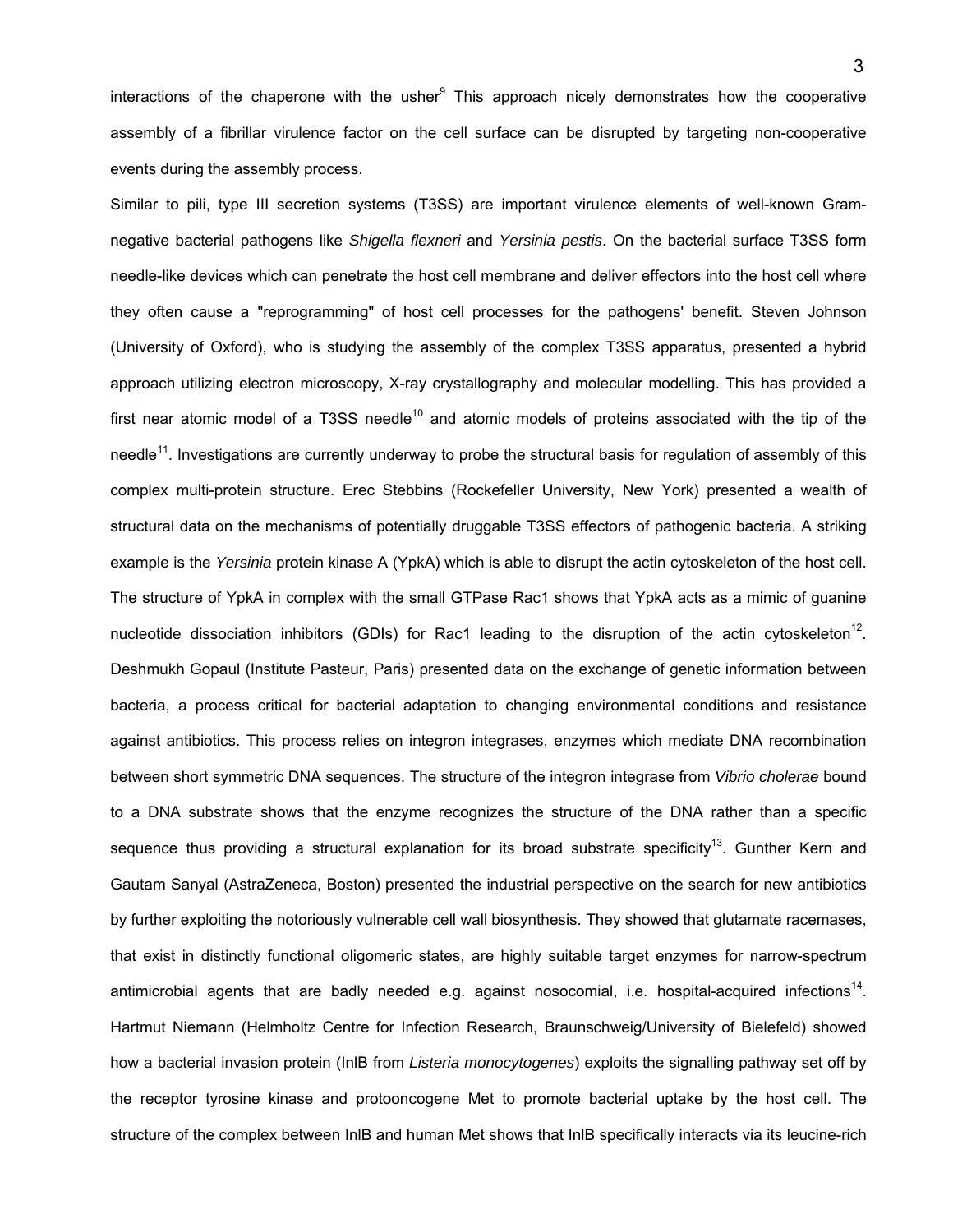interactions of the chaperone with the usher[9] This approach nicely demonstrates how the cooperative assembly of a fibrillar virulence factor on the cell surface can be disrupted by targeting non-cooperative events during the assembly process.

Similar to pili, type III secretion systems (T3SS) are important virulence elements of well-known Gram-negative bacterial pathogens like *Shigella flexneri* and *Yersinia pestis*. On the bacterial surface T3SS form needle-like devices which can penetrate the host cell membrane and deliver effectors into the host cell where they often cause a "reprogramming" of host cell processes for the pathogens' benefit. Steven Johnson (University of Oxford), who is studying the assembly of the complex T3SS apparatus, presented a hybrid approach utilizing electron microscopy, X-ray crystallography and molecular modelling. This has provided a first near atomic model of a T3SS needle[10] and atomic models of proteins associated with the tip of the needle[11]. Investigations are currently underway to probe the structural basis for regulation of assembly of this complex multi-protein structure. Erec Stebbins (Rockefeller University, New York) presented a wealth of structural data on the mechanisms of potentially druggable T3SS effectors of pathogenic bacteria. A striking example is the *Yersinia* protein kinase A (YpkA) which is able to disrupt the actin cytoskeleton of the host cell. The structure of YpkA in complex with the small GTPase Rac1 shows that YpkA acts as a mimic of guanine nucleotide dissociation inhibitors (GDIs) for Rac1 leading to the disruption of the actin cytoskeleton[12]. Deshmukh Gopaul (Institute Pasteur, Paris) presented data on the exchange of genetic information between bacteria, a process critical for bacterial adaptation to changing environmental conditions and resistance against antibiotics. This process relies on integron integrases, enzymes which mediate DNA recombination between short symmetric DNA sequences. The structure of the integron integrase from *Vibrio cholerae* bound to a DNA substrate shows that the enzyme recognizes the structure of the DNA rather than a specific sequence thus providing a structural explanation for its broad substrate specificity[13]. Gunther Kern and Gautam Sanyal (AstraZeneca, Boston) presented the industrial perspective on the search for new antibiotics by further exploiting the notoriously vulnerable cell wall biosynthesis. They showed that glutamate racemases, that exist in distinctly functional oligomeric states, are highly suitable target enzymes for narrow-spectrum antimicrobial agents that are badly needed e.g. against nosocomial, i.e. hospital-acquired infections[14]. Hartmut Niemann (Helmholtz Centre for Infection Research, Braunschweig/University of Bielefeld) showed how a bacterial invasion protein (InlB from *Listeria monocytogenes*) exploits the signalling pathway set off by the receptor tyrosine kinase and protooncogene Met to promote bacterial uptake by the host cell. The structure of the complex between InlB and human Met shows that InlB specifically interacts via its leucine-rich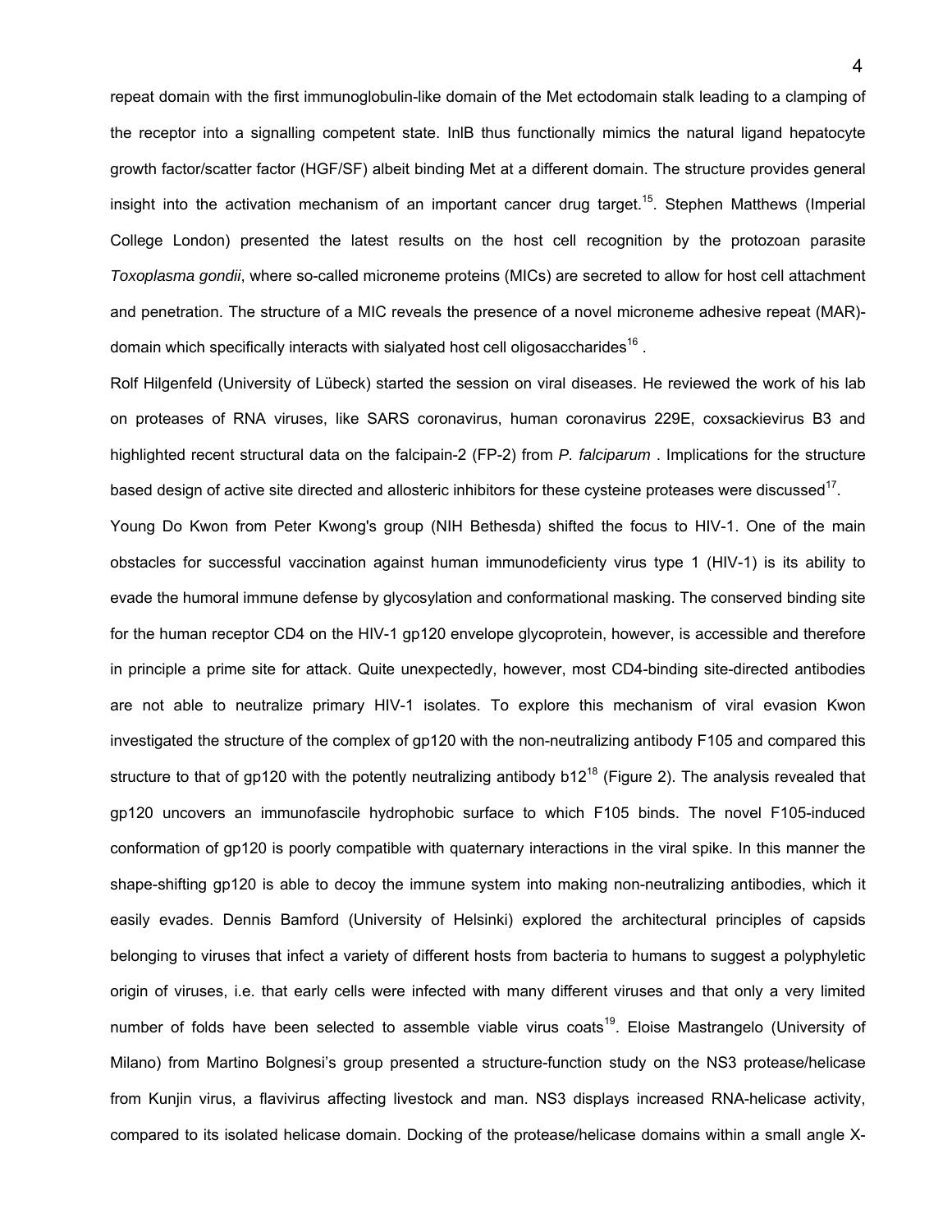repeat domain with the first immunoglobulin-like domain of the Met ectodomain stalk leading to a clamping of the receptor into a signalling competent state. InlB thus functionally mimics the natural ligand hepatocyte growth factor/scatter factor (HGF/SF) albeit binding Met at a different domain. The structure provides general insight into the activation mechanism of an important cancer drug target.[15]. Stephen Matthews (Imperial College London) presented the latest results on the host cell recognition by the protozoan parasite *Toxoplasma gondii*, where so-called microneme proteins (MICs) are secreted to allow for host cell attachment and penetration. The structure of a MIC reveals the presence of a novel microneme adhesive repeat (MAR)-domain which specifically interacts with sialyated host cell oligosaccharides[16] .

Rolf Hilgenfeld (University of Lübeck) started the session on viral diseases. He reviewed the work of his lab on proteases of RNA viruses, like SARS coronavirus, human coronavirus 229E, coxsackievirus B3 and highlighted recent structural data on the falcipain-2 (FP-2) from *P. falciparum* . Implications for the structure based design of active site directed and allosteric inhibitors for these cysteine proteases were discussed[17].

Young Do Kwon from Peter Kwong's group (NIH Bethesda) shifted the focus to HIV-1. One of the main obstacles for successful vaccination against human immunodeficiency virus type 1 (HIV-1) is its ability to evade the humoral immune defense by glycosylation and conformational masking. The conserved binding site for the human receptor CD4 on the HIV-1 gp120 envelope glycoprotein, however, is accessible and therefore in principle a prime site for attack. Quite unexpectedly, however, most CD4-binding site-directed antibodies are not able to neutralize primary HIV-1 isolates. To explore this mechanism of viral evasion Kwon investigated the structure of the complex of gp120 with the non-neutralizing antibody F105 and compared this structure to that of gp120 with the potently neutralizing antibody b12[18] (Figure 2). The analysis revealed that gp120 uncovers an immunofascile hydrophobic surface to which F105 binds. The novel F105-induced conformation of gp120 is poorly compatible with quaternary interactions in the viral spike. In this manner the shape-shifting gp120 is able to decoy the immune system into making non-neutralizing antibodies, which it easily evades. Dennis Bamford (University of Helsinki) explored the architectural principles of capsids belonging to viruses that infect a variety of different hosts from bacteria to humans to suggest a polyphyletic origin of viruses, i.e. that early cells were infected with many different viruses and that only a very limited number of folds have been selected to assemble viable virus coats[19]. Eloise Mastrangelo (University of Milano) from Martino Bolgnesi's group presented a structure-function study on the NS3 protease/helicase from Kunjin virus, a flavivirus affecting livestock and man. NS3 displays increased RNA-helicase activity, compared to its isolated helicase domain. Docking of the protease/helicase domains within a small angle X-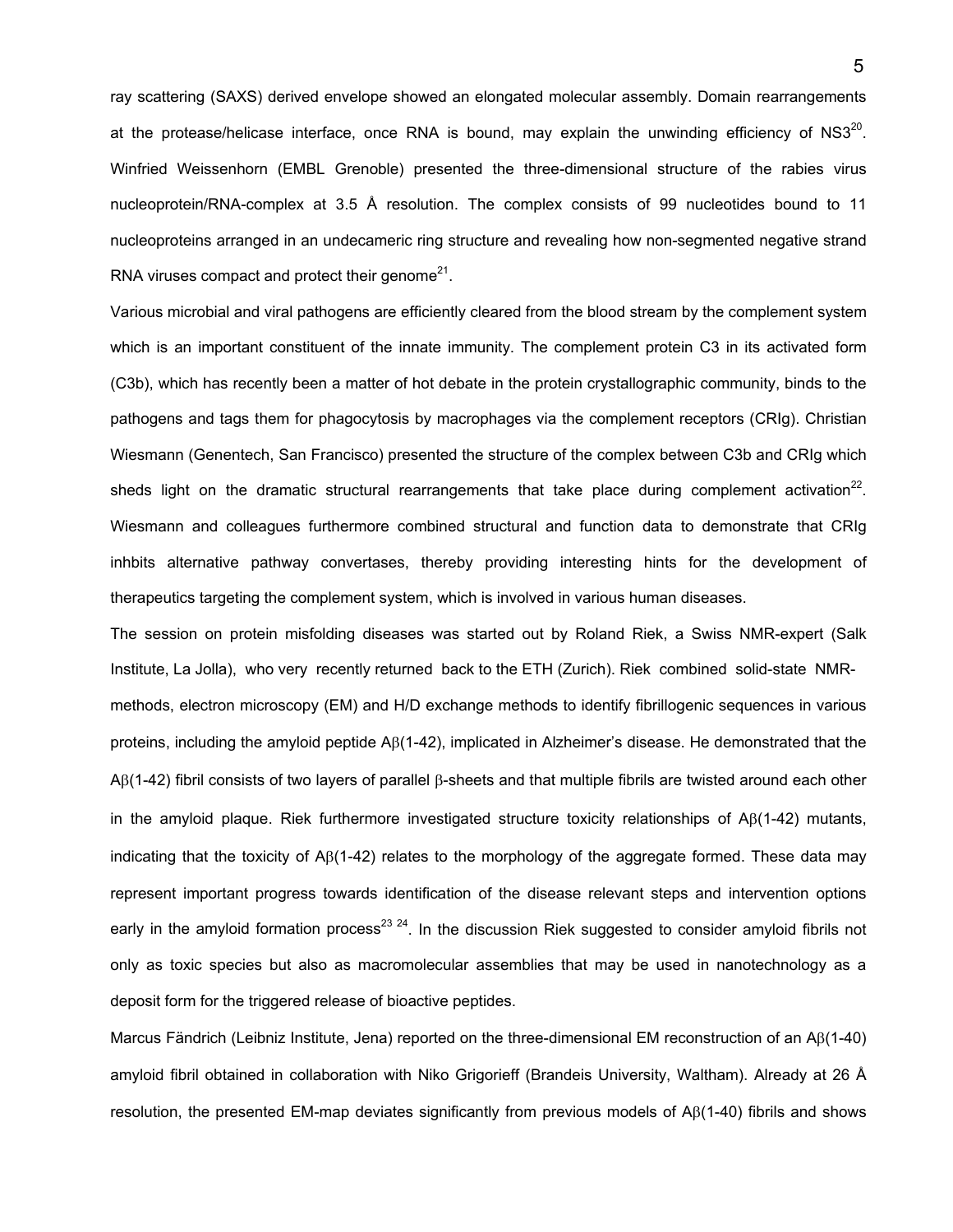ray scattering (SAXS) derived envelope showed an elongated molecular assembly. Domain rearrangements at the protease/helicase interface, once RNA is bound, may explain the unwinding efficiency of NS3[20]. Winfried Weissenhorn (EMBL Grenoble) presented the three-dimensional structure of the rabies virus nucleoprotein/RNA-complex at 3.5 Å resolution. The complex consists of 99 nucleotides bound to 11 nucleoproteins arranged in an undecameric ring structure and revealing how non-segmented negative strand RNA viruses compact and protect their genome[21].

Various microbial and viral pathogens are efficiently cleared from the blood stream by the complement system which is an important constituent of the innate immunity. The complement protein C3 in its activated form (C3b), which has recently been a matter of hot debate in the protein crystallographic community, binds to the pathogens and tags them for phagocytosis by macrophages via the complement receptors (CRIg). Christian Wiesmann (Genentech, San Francisco) presented the structure of the complex between C3b and CRIg which sheds light on the dramatic structural rearrangements that take place during complement activation[22]. Wiesmann and colleagues furthermore combined structural and function data to demonstrate that CRIg inhbits alternative pathway convertases, thereby providing interesting hints for the development of therapeutics targeting the complement system, which is involved in various human diseases.

The session on protein misfolding diseases was started out by Roland Riek, a Swiss NMR-expert (Salk Institute, La Jolla), who very recently returned back to the ETH (Zurich). Riek combined solid-state NMR-methods, electron microscopy (EM) and H/D exchange methods to identify fibrillogenic sequences in various proteins, including the amyloid peptide Aβ(1-42), implicated in Alzheimer's disease. He demonstrated that the Aβ(1-42) fibril consists of two layers of parallel β-sheets and that multiple fibrils are twisted around each other in the amyloid plaque. Riek furthermore investigated structure toxicity relationships of Aβ(1-42) mutants, indicating that the toxicity of Aβ(1-42) relates to the morphology of the aggregate formed. These data may represent important progress towards identification of the disease relevant steps and intervention options early in the amyloid formation process[23,24]. In the discussion Riek suggested to consider amyloid fibrils not only as toxic species but also as macromolecular assemblies that may be used in nanotechnology as a deposit form for the triggered release of bioactive peptides.

Marcus Fändrich (Leibniz Institute, Jena) reported on the three-dimensional EM reconstruction of an Aβ(1-40) amyloid fibril obtained in collaboration with Niko Grigorieff (Brandeis University, Waltham). Already at 26 Å resolution, the presented EM-map deviates significantly from previous models of Aβ(1-40) fibrils and shows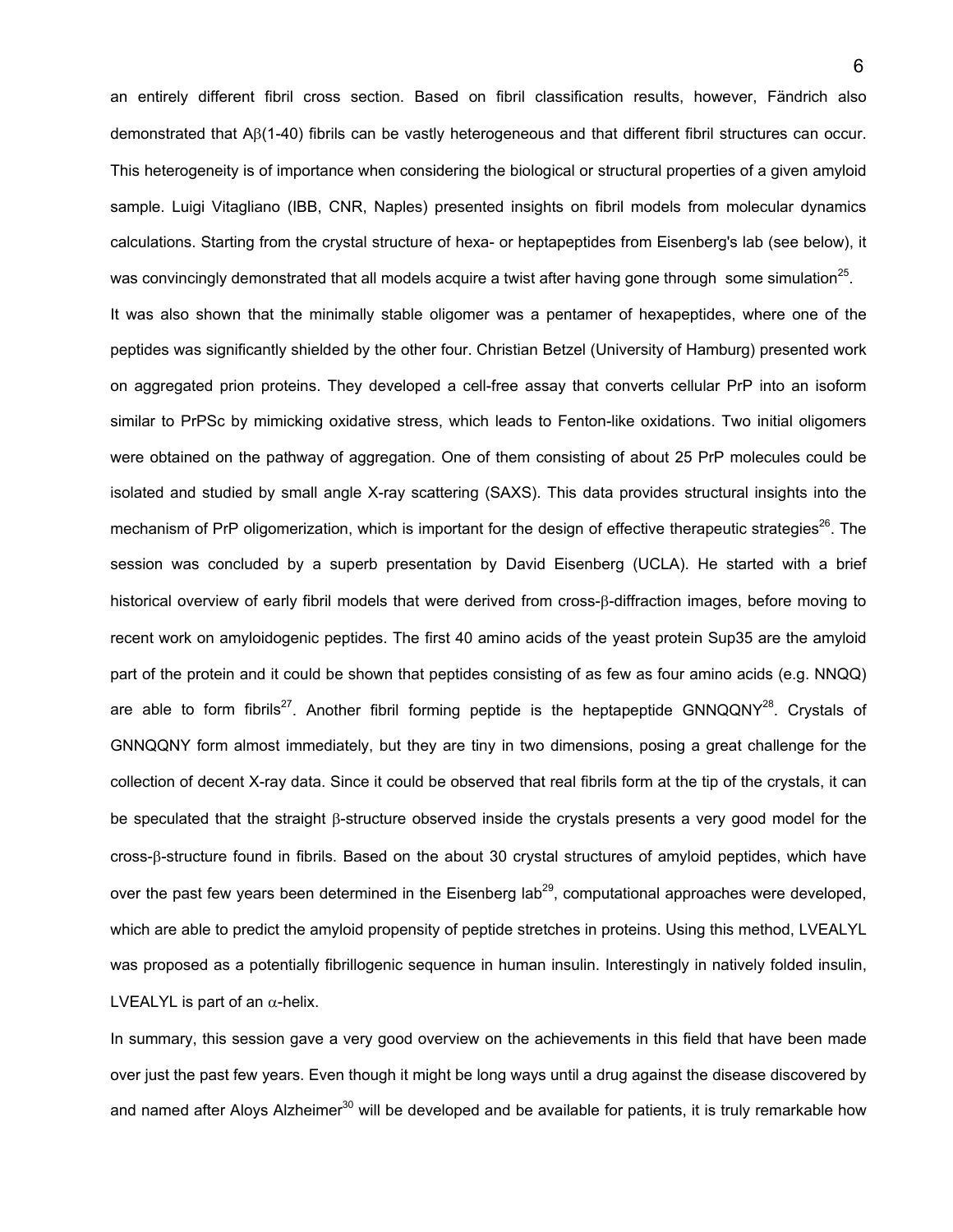an entirely different fibril cross section. Based on fibril classification results, however, Fändrich also demonstrated that Aβ(1-40) fibrils can be vastly heterogeneous and that different fibril structures can occur. This heterogeneity is of importance when considering the biological or structural properties of a given amyloid sample. Luigi Vitagliano (IBB, CNR, Naples) presented insights on fibril models from molecular dynamics calculations. Starting from the crystal structure of hexa- or heptapeptides from Eisenberg's lab (see below), it was convincingly demonstrated that all models acquire a twist after having gone through some simulation[25]. It was also shown that the minimally stable oligomer was a pentamer of hexapeptides, where one of the peptides was significantly shielded by the other four. Christian Betzel (University of Hamburg) presented work on aggregated prion proteins. They developed a cell-free assay that converts cellular PrP into an isoform similar to PrPSc by mimicking oxidative stress, which leads to Fenton-like oxidations. Two initial oligomers were obtained on the pathway of aggregation. One of them consisting of about 25 PrP molecules could be isolated and studied by small angle X-ray scattering (SAXS). This data provides structural insights into the mechanism of PrP oligomerization, which is important for the design of effective therapeutic strategies[26]. The session was concluded by a superb presentation by David Eisenberg (UCLA). He started with a brief historical overview of early fibril models that were derived from cross-β-diffraction images, before moving to recent work on amyloidogenic peptides. The first 40 amino acids of the yeast protein Sup35 are the amyloid part of the protein and it could be shown that peptides consisting of as few as four amino acids (e.g. NNQQ) are able to form fibrils[27]. Another fibril forming peptide is the heptapeptide GNNQQNY[28]. Crystals of GNNQQNY form almost immediately, but they are tiny in two dimensions, posing a great challenge for the collection of decent X-ray data. Since it could be observed that real fibrils form at the tip of the crystals, it can be speculated that the straight β-structure observed inside the crystals presents a very good model for the cross-β-structure found in fibrils. Based on the about 30 crystal structures of amyloid peptides, which have over the past few years been determined in the Eisenberg lab[29], computational approaches were developed, which are able to predict the amyloid propensity of peptide stretches in proteins. Using this method, LVEALYL was proposed as a potentially fibrillogenic sequence in human insulin. Interestingly in natively folded insulin, LVEALYL is part of an α-helix.

In summary, this session gave a very good overview on the achievements in this field that have been made over just the past few years. Even though it might be long ways until a drug against the disease discovered by and named after Aloys Alzheimer[30] will be developed and be available for patients, it is truly remarkable how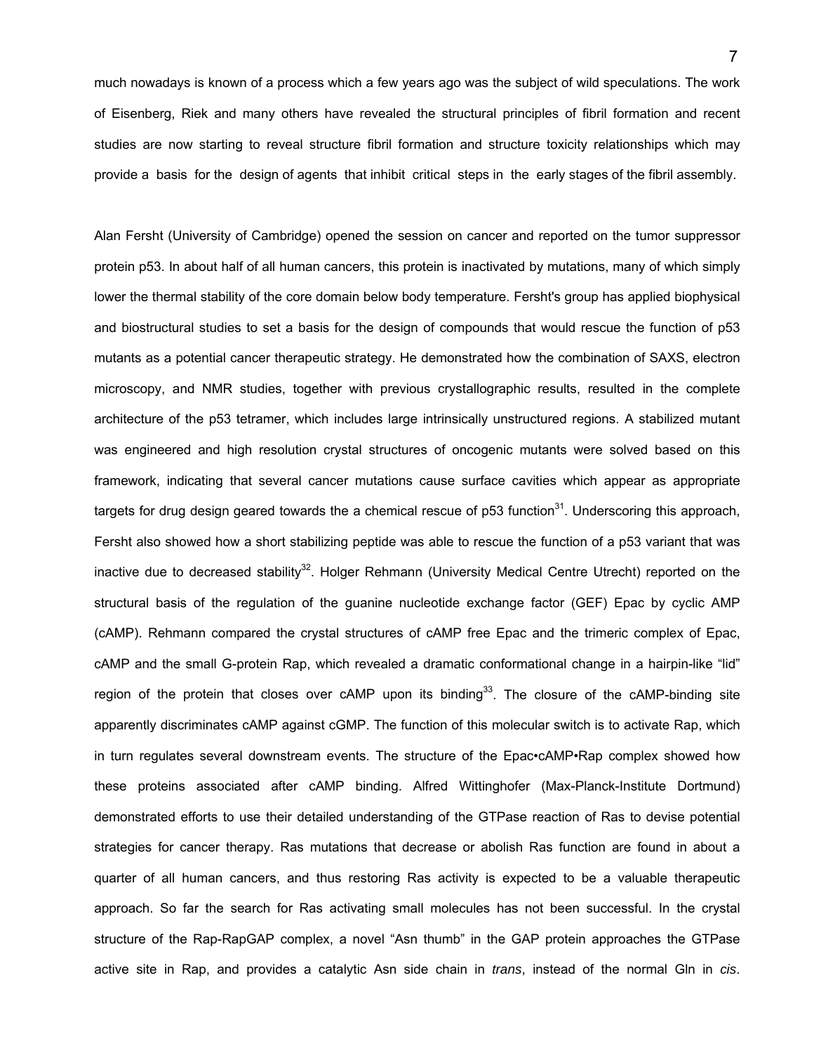much nowadays is known of a process which a few years ago was the subject of wild speculations. The work of Eisenberg, Riek and many others have revealed the structural principles of fibril formation and recent studies are now starting to reveal structure fibril formation and structure toxicity relationships which may provide a basis for the design of agents that inhibit critical steps in the early stages of the fibril assembly.

Alan Fersht (University of Cambridge) opened the session on cancer and reported on the tumor suppressor protein p53. In about half of all human cancers, this protein is inactivated by mutations, many of which simply lower the thermal stability of the core domain below body temperature. Fersht's group has applied biophysical and biostructural studies to set a basis for the design of compounds that would rescue the function of p53 mutants as a potential cancer therapeutic strategy. He demonstrated how the combination of SAXS, electron microscopy, and NMR studies, together with previous crystallographic results, resulted in the complete architecture of the p53 tetramer, which includes large intrinsically unstructured regions. A stabilized mutant was engineered and high resolution crystal structures of oncogenic mutants were solved based on this framework, indicating that several cancer mutations cause surface cavities which appear as appropriate targets for drug design geared towards the a chemical rescue of p53 function[31]. Underscoring this approach, Fersht also showed how a short stabilizing peptide was able to rescue the function of a p53 variant that was inactive due to decreased stability[32]. Holger Rehmann (University Medical Centre Utrecht) reported on the structural basis of the regulation of the guanine nucleotide exchange factor (GEF) Epac by cyclic AMP (cAMP). Rehmann compared the crystal structures of cAMP free Epac and the trimeric complex of Epac, cAMP and the small G-protein Rap, which revealed a dramatic conformational change in a hairpin-like "lid" region of the protein that closes over cAMP upon its binding[33]. The closure of the cAMP-binding site apparently discriminates cAMP against cGMP. The function of this molecular switch is to activate Rap, which in turn regulates several downstream events. The structure of the Epac•cAMP•Rap complex showed how these proteins associated after cAMP binding. Alfred Wittinghofer (Max-Planck-Institute Dortmund) demonstrated efforts to use their detailed understanding of the GTPase reaction of Ras to devise potential strategies for cancer therapy. Ras mutations that decrease or abolish Ras function are found in about a quarter of all human cancers, and thus restoring Ras activity is expected to be a valuable therapeutic approach. So far the search for Ras activating small molecules has not been successful. In the crystal structure of the Rap-RapGAP complex, a novel "Asn thumb" in the GAP protein approaches the GTPase active site in Rap, and provides a catalytic Asn side chain in *trans*, instead of the normal Gln in *cis*.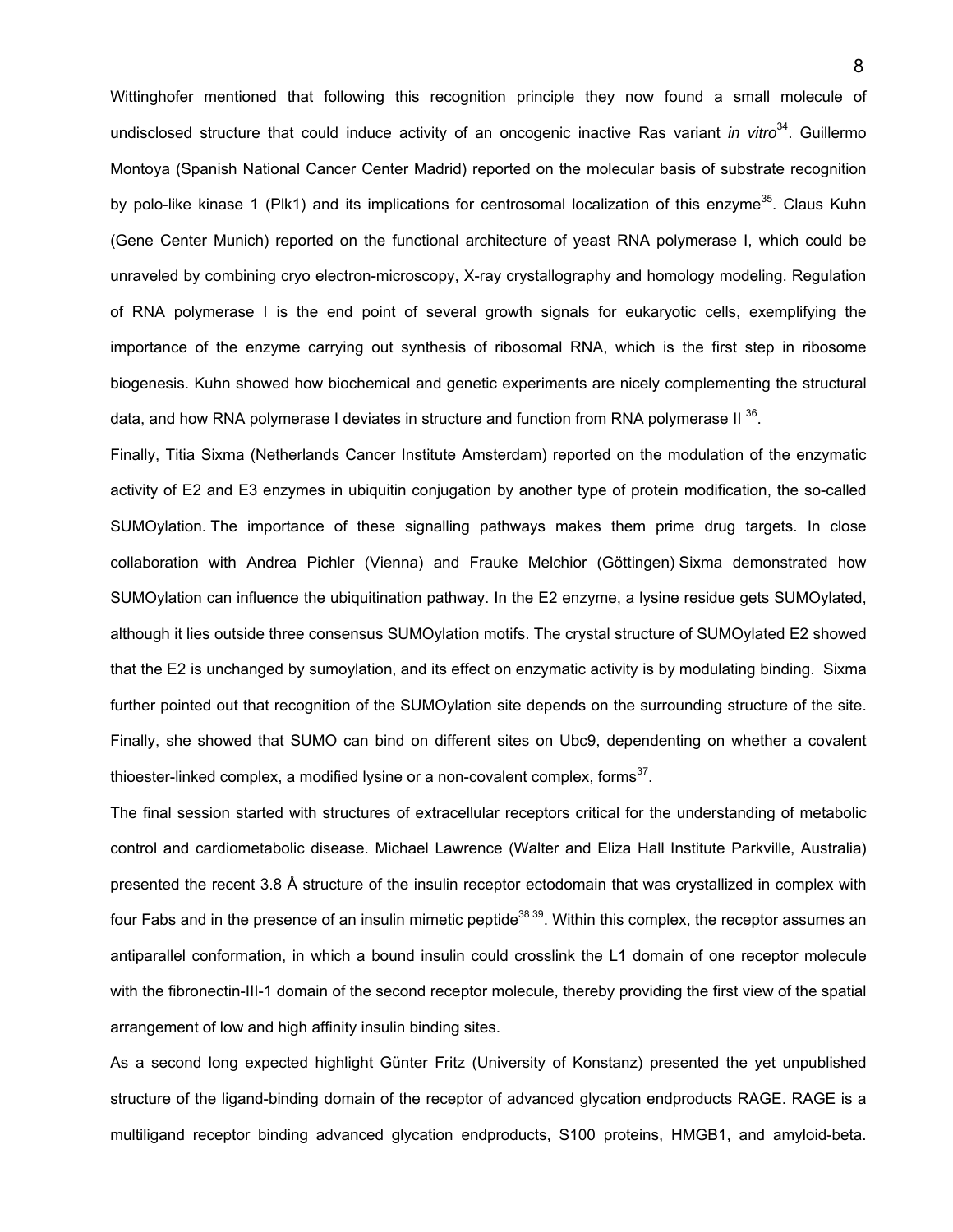Wittinghofer mentioned that following this recognition principle they now found a small molecule of undisclosed structure that could induce activity of an oncogenic inactive Ras variant *in vitro*[34]. Guillermo Montoya (Spanish National Cancer Center Madrid) reported on the molecular basis of substrate recognition by polo-like kinase 1 (Plk1) and its implications for centrosomal localization of this enzyme[35]. Claus Kuhn (Gene Center Munich) reported on the functional architecture of yeast RNA polymerase I, which could be unraveled by combining cryo electron-microscopy, X-ray crystallography and homology modeling. Regulation of RNA polymerase I is the end point of several growth signals for eukaryotic cells, exemplifying the importance of the enzyme carrying out synthesis of ribosomal RNA, which is the first step in ribosome biogenesis. Kuhn showed how biochemical and genetic experiments are nicely complementing the structural data, and how RNA polymerase I deviates in structure and function from RNA polymerase II [36].

Finally, Titia Sixma (Netherlands Cancer Institute Amsterdam) reported on the modulation of the enzymatic activity of E2 and E3 enzymes in ubiquitin conjugation by another type of protein modification, the so-called SUMOylation. The importance of these signalling pathways makes them prime drug targets. In close collaboration with Andrea Pichler (Vienna) and Frauke Melchior (Göttingen) Sixma demonstrated how SUMOylation can influence the ubiquitination pathway. In the E2 enzyme, a lysine residue gets SUMOylated, although it lies outside three consensus SUMOylation motifs. The crystal structure of SUMOylated E2 showed that the E2 is unchanged by sumoylation, and its effect on enzymatic activity is by modulating binding. Sixma further pointed out that recognition of the SUMOylation site depends on the surrounding structure of the site. Finally, she showed that SUMO can bind on different sites on Ubc9, dependenting on whether a covalent thioester-linked complex, a modified lysine or a non-covalent complex, forms[37].

The final session started with structures of extracellular receptors critical for the understanding of metabolic control and cardiometabolic disease. Michael Lawrence (Walter and Eliza Hall Institute Parkville, Australia) presented the recent 3.8 Å structure of the insulin receptor ectodomain that was crystallized in complex with four Fabs and in the presence of an insulin mimetic peptide[38 39]. Within this complex, the receptor assumes an antiparallel conformation, in which a bound insulin could crosslink the L1 domain of one receptor molecule with the fibronectin-III-1 domain of the second receptor molecule, thereby providing the first view of the spatial arrangement of low and high affinity insulin binding sites.

As a second long expected highlight Günter Fritz (University of Konstanz) presented the yet unpublished structure of the ligand-binding domain of the receptor of advanced glycation endproducts RAGE. RAGE is a multiligand receptor binding advanced glycation endproducts, S100 proteins, HMGB1, and amyloid-beta.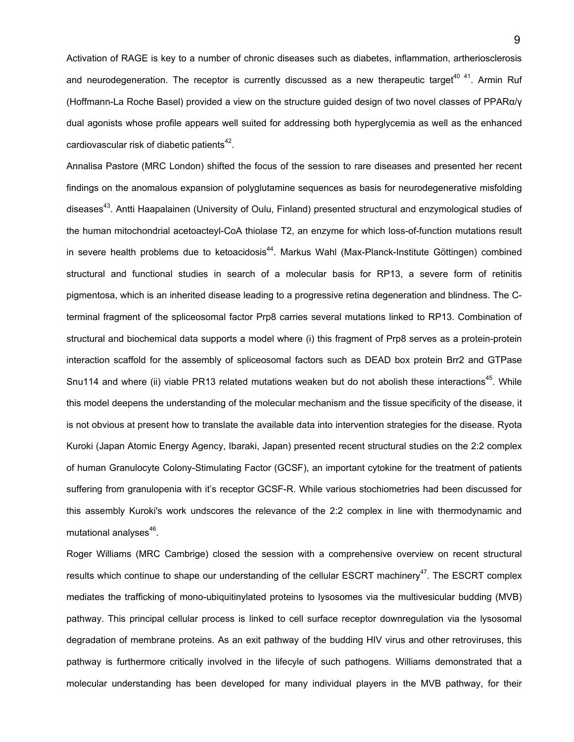Activation of RAGE is key to a number of chronic diseases such as diabetes, inflammation, artheriosclerosis and neurodegeneration. The receptor is currently discussed as a new therapeutic target[40 41]. Armin Ruf (Hoffmann-La Roche Basel) provided a view on the structure guided design of two novel classes of PPARα/γ dual agonists whose profile appears well suited for addressing both hyperglycemia as well as the enhanced cardiovascular risk of diabetic patients[42].

Annalisa Pastore (MRC London) shifted the focus of the session to rare diseases and presented her recent findings on the anomalous expansion of polyglutamine sequences as basis for neurodegenerative misfolding diseases[43]. Antti Haapalainen (University of Oulu, Finland) presented structural and enzymological studies of the human mitochondrial acetoacteyl-CoA thiolase T2, an enzyme for which loss-of-function mutations result in severe health problems due to ketoacidosis[44]. Markus Wahl (Max-Planck-Institute Göttingen) combined structural and functional studies in search of a molecular basis for RP13, a severe form of retinitis pigmentosa, which is an inherited disease leading to a progressive retina degeneration and blindness. The C-terminal fragment of the spliceosomal factor Prp8 carries several mutations linked to RP13. Combination of structural and biochemical data supports a model where (i) this fragment of Prp8 serves as a protein-protein interaction scaffold for the assembly of spliceosomal factors such as DEAD box protein Brr2 and GTPase Snu114 and where (ii) viable PR13 related mutations weaken but do not abolish these interactions[45]. While this model deepens the understanding of the molecular mechanism and the tissue specificity of the disease, it is not obvious at present how to translate the available data into intervention strategies for the disease. Ryota Kuroki (Japan Atomic Energy Agency, Ibaraki, Japan) presented recent structural studies on the 2:2 complex of human Granulocyte Colony-Stimulating Factor (GCSF), an important cytokine for the treatment of patients suffering from granulopenia with it's receptor GCSF-R. While various stochiometries had been discussed for this assembly Kuroki's work undscores the relevance of the 2:2 complex in line with thermodynamic and mutational analyses[46].

Roger Williams (MRC Cambrige) closed the session with a comprehensive overview on recent structural results which continue to shape our understanding of the cellular ESCRT machinery[47]. The ESCRT complex mediates the trafficking of mono-ubiquitinylated proteins to lysosomes via the multivesicular budding (MVB) pathway. This principal cellular process is linked to cell surface receptor downregulation via the lysosomal degradation of membrane proteins. As an exit pathway of the budding HIV virus and other retroviruses, this pathway is furthermore critically involved in the lifecycle of such pathogens. Williams demonstrated that a molecular understanding has been developed for many individual players in the MVB pathway, for their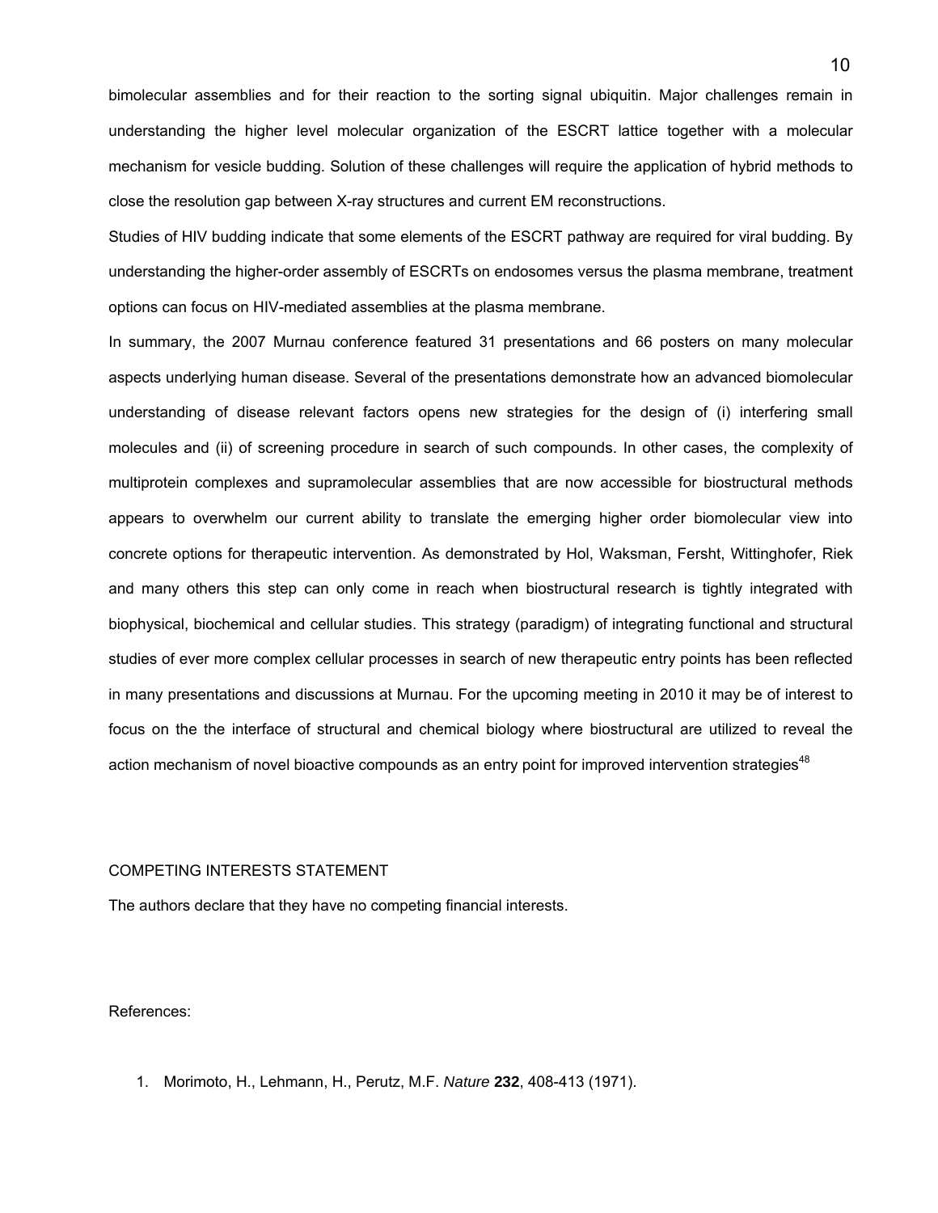bimolecular assemblies and for their reaction to the sorting signal ubiquitin. Major challenges remain in understanding the higher level molecular organization of the ESCRT lattice together with a molecular mechanism for vesicle budding. Solution of these challenges will require the application of hybrid methods to close the resolution gap between X-ray structures and current EM reconstructions.

Studies of HIV budding indicate that some elements of the ESCRT pathway are required for viral budding. By understanding the higher-order assembly of ESCRTs on endosomes versus the plasma membrane, treatment options can focus on HIV-mediated assemblies at the plasma membrane.

In summary, the 2007 Murnau conference featured 31 presentations and 66 posters on many molecular aspects underlying human disease. Several of the presentations demonstrate how an advanced biomolecular understanding of disease relevant factors opens new strategies for the design of (i) interfering small molecules and (ii) of screening procedure in search of such compounds. In other cases, the complexity of multiprotein complexes and supramolecular assemblies that are now accessible for biostructural methods appears to overwhelm our current ability to translate the emerging higher order biomolecular view into concrete options for therapeutic intervention. As demonstrated by Hol, Waksman, Fersht, Wittinghofer, Riek and many others this step can only come in reach when biostructural research is tightly integrated with biophysical, biochemical and cellular studies. This strategy (paradigm) of integrating functional and structural studies of ever more complex cellular processes in search of new therapeutic entry points has been reflected in many presentations and discussions at Murnau. For the upcoming meeting in 2010 it may be of interest to focus on the the interface of structural and chemical biology where biostructural are utilized to reveal the action mechanism of novel bioactive compounds as an entry point for improved intervention strategies[48]

COMPETING INTERESTS STATEMENT

The authors declare that they have no competing financial interests.

References:

1. Morimoto, H., Lehmann, H., Perutz, M.F. *Nature* **232**, 408-413 (1971).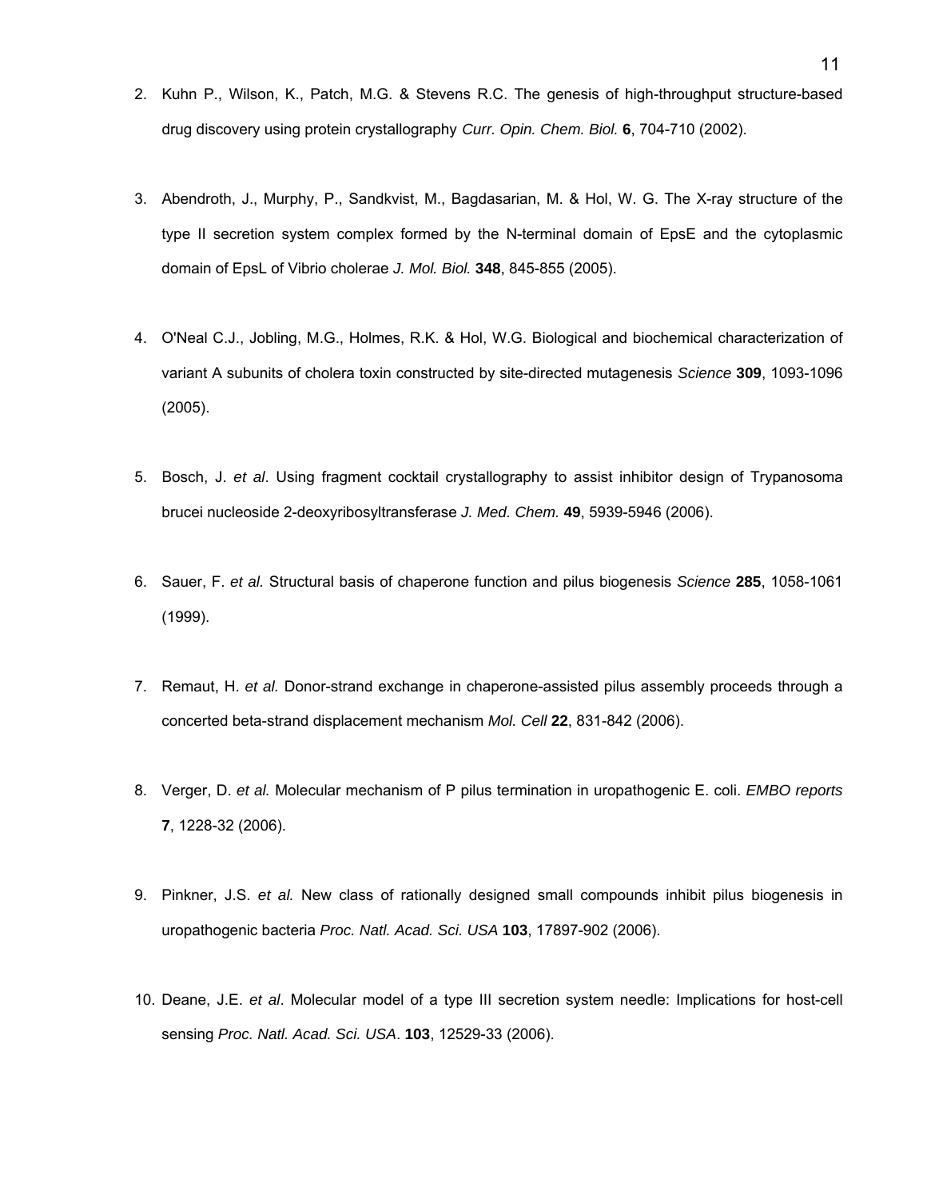2. Kuhn P., Wilson, K., Patch, M.G. & Stevens R.C. The genesis of high-throughput structure-based drug discovery using protein crystallography *Curr. Opin. Chem. Biol.* **6**, 704-710 (2002).

3. Abendroth, J., Murphy, P., Sandkvist, M., Bagdasarian, M. & Hol, W. G. The X-ray structure of the type II secretion system complex formed by the N-terminal domain of EpsE and the cytoplasmic domain of EpsL of Vibrio cholerae *J. Mol. Biol.* **348**, 845-855 (2005).

4. O'Neal C.J., Jobling, M.G., Holmes, R.K. & Hol, W.G. Biological and biochemical characterization of variant A subunits of cholera toxin constructed by site-directed mutagenesis *Science* **309**, 1093-1096 (2005).

5. Bosch, J. *et al*. Using fragment cocktail crystallography to assist inhibitor design of Trypanosoma brucei nucleoside 2-deoxyribosyltransferase *J. Med. Chem.* **49**, 5939-5946 (2006).

6. Sauer, F. *et al.* Structural basis of chaperone function and pilus biogenesis *Science* **285**, 1058-1061 (1999).

7. Remaut, H. *et al.* Donor-strand exchange in chaperone-assisted pilus assembly proceeds through a concerted beta-strand displacement mechanism *Mol. Cell* **22**, 831-842 (2006).

8. Verger, D. *et al.* Molecular mechanism of P pilus termination in uropathogenic E. coli. *EMBO reports* **7**, 1228-32 (2006).

9. Pinkner, J.S. *et al.* New class of rationally designed small compounds inhibit pilus biogenesis in uropathogenic bacteria *Proc. Natl. Acad. Sci. USA* **103**, 17897-902 (2006).

10. Deane, J.E. *et al*. Molecular model of a type III secretion system needle: Implications for host-cell sensing *Proc. Natl. Acad. Sci. USA*. **103**, 12529-33 (2006).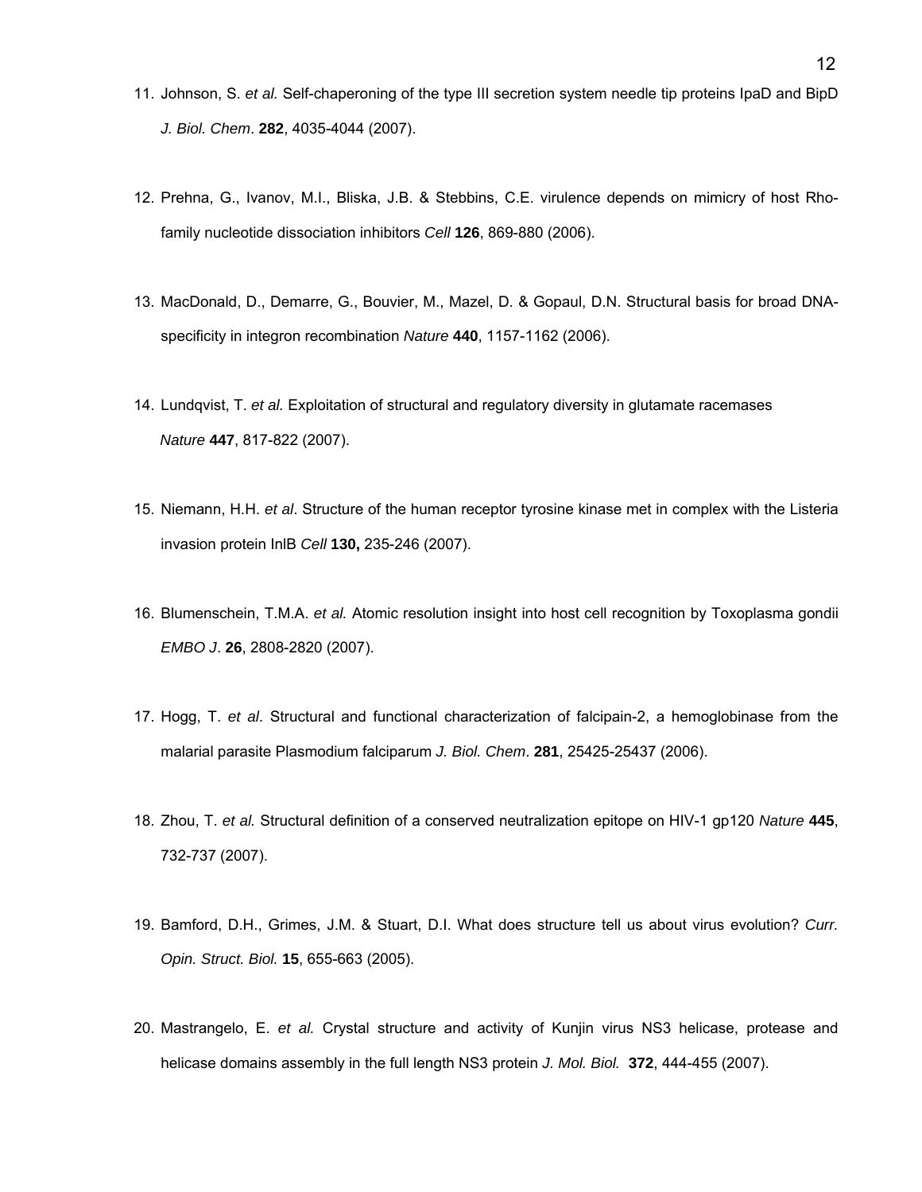11. Johnson, S. *et al.* Self-chaperoning of the type III secretion system needle tip proteins IpaD and BipD *J. Biol. Chem*. **282**, 4035-4044 (2007).

12. Prehna, G., Ivanov, M.I., Bliska, J.B. & Stebbins, C.E. virulence depends on mimicry of host Rho-family nucleotide dissociation inhibitors *Cell* **126**, 869-880 (2006).

13. MacDonald, D., Demarre, G., Bouvier, M., Mazel, D. & Gopaul, D.N. Structural basis for broad DNA-specificity in integron recombination *Nature* **440**, 1157-1162 (2006).

14. Lundqvist, T. *et al.* Exploitation of structural and regulatory diversity in glutamate racemases *Nature* **447**, 817-822 (2007).

15. Niemann, H.H. *et al*. Structure of the human receptor tyrosine kinase met in complex with the Listeria invasion protein InlB *Cell* **130,** 235-246 (2007).

16. Blumenschein, T.M.A. *et al.* Atomic resolution insight into host cell recognition by Toxoplasma gondii *EMBO J*. **26**, 2808-2820 (2007).

17. Hogg, T. *et al*. Structural and functional characterization of falcipain-2, a hemoglobinase from the malarial parasite Plasmodium falciparum *J. Biol. Chem*. **281**, 25425-25437 (2006).

18. Zhou, T. *et al.* Structural definition of a conserved neutralization epitope on HIV-1 gp120 *Nature* **445**, 732-737 (2007).

19. Bamford, D.H., Grimes, J.M. & Stuart, D.I. What does structure tell us about virus evolution? *Curr. Opin. Struct. Biol.* **15**, 655-663 (2005).

20. Mastrangelo, E. *et al.* Crystal structure and activity of Kunjin virus NS3 helicase, protease and helicase domains assembly in the full length NS3 protein *J. Mol. Biol.* **372**, 444-455 (2007).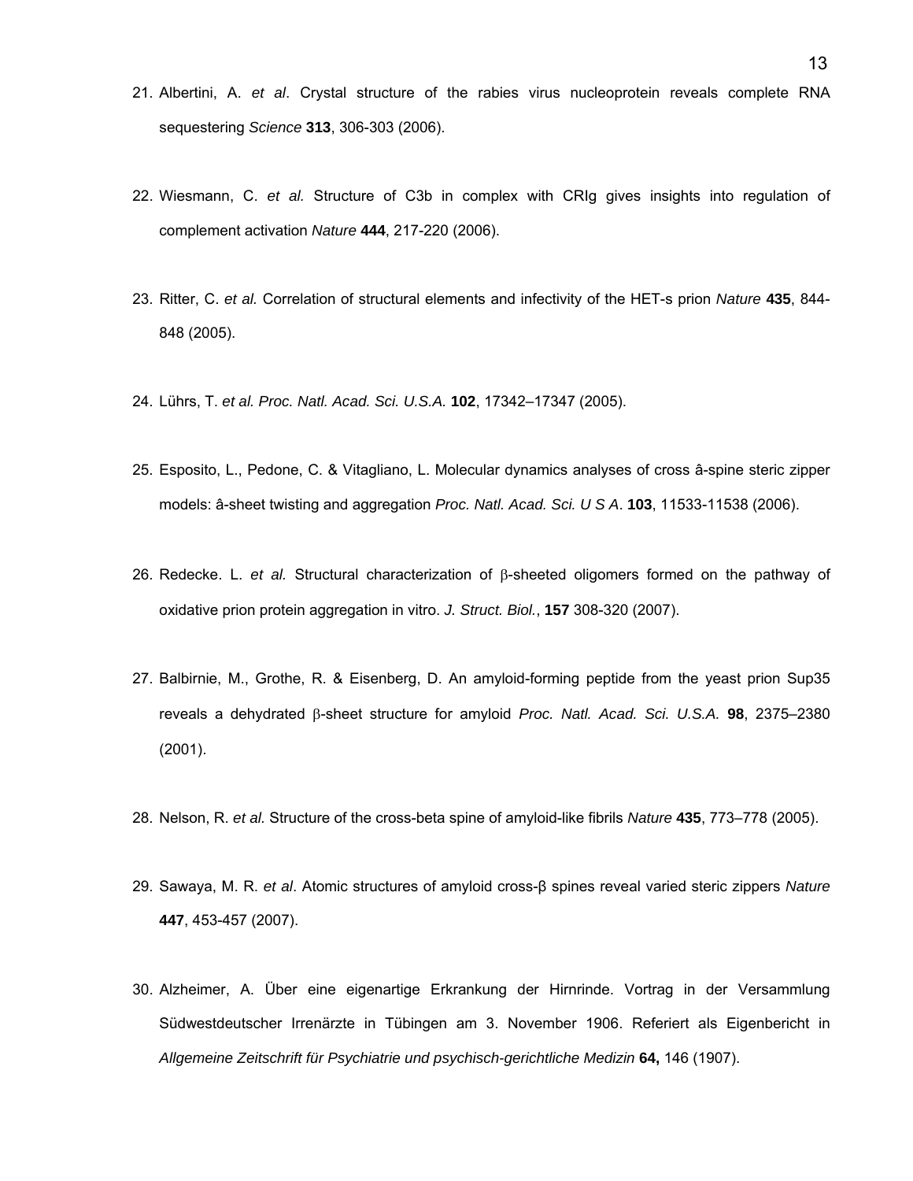21. Albertini, A. *et al*. Crystal structure of the rabies virus nucleoprotein reveals complete RNA sequestering *Science* **313**, 306-303 (2006).

22. Wiesmann, C. *et al.* Structure of C3b in complex with CRIg gives insights into regulation of complement activation *Nature* **444**, 217-220 (2006).

23. Ritter, C. *et al.* Correlation of structural elements and infectivity of the HET-s prion *Nature* **435**, 844-848 (2005).

24. Lührs, T. *et al. Proc. Natl. Acad. Sci. U.S.A.* **102**, 17342–17347 (2005).

25. Esposito, L., Pedone, C. & Vitagliano, L. Molecular dynamics analyses of cross â-spine steric zipper models: â-sheet twisting and aggregation *Proc. Natl. Acad. Sci. U S A*. **103**, 11533-11538 (2006).

26. Redecke. L. *et al.* Structural characterization of β-sheeted oligomers formed on the pathway of oxidative prion protein aggregation in vitro. *J. Struct. Biol.*, **157** 308-320 (2007).

27. Balbirnie, M., Grothe, R. & Eisenberg, D. An amyloid-forming peptide from the yeast prion Sup35 reveals a dehydrated β-sheet structure for amyloid *Proc. Natl. Acad. Sci. U.S.A.* **98**, 2375–2380 (2001).

28. Nelson, R. *et al.* Structure of the cross-beta spine of amyloid-like fibrils *Nature* **435**, 773–778 (2005).

29. Sawaya, M. R. *et al*. Atomic structures of amyloid cross-β spines reveal varied steric zippers *Nature* **447**, 453-457 (2007).

30. Alzheimer, A. Über eine eigenartige Erkrankung der Hirnrinde. Vortrag in der Versammlung Südwestdeutscher Irrenärzte in Tübingen am 3. November 1906. Referiert als Eigenbericht in *Allgemeine Zeitschrift für Psychiatrie und psychisch-gerichtliche Medizin* **64,** 146 (1907).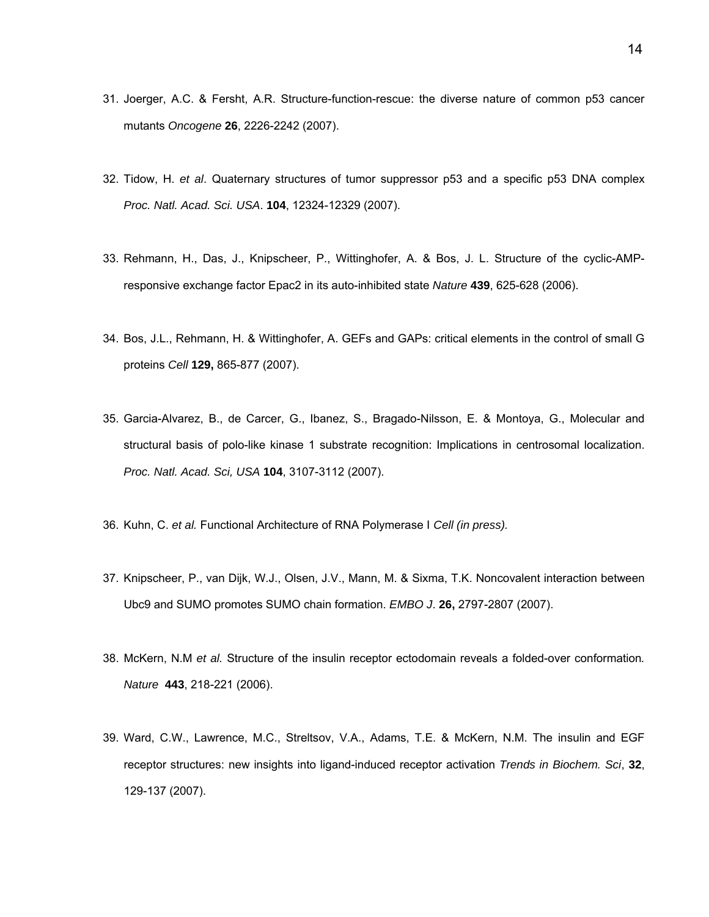31. Joerger, A.C. & Fersht, A.R. Structure-function-rescue: the diverse nature of common p53 cancer mutants *Oncogene* **26**, 2226-2242 (2007).

32. Tidow, H. *et al*. Quaternary structures of tumor suppressor p53 and a specific p53 DNA complex *Proc. Natl. Acad. Sci. USA*. **104**, 12324-12329 (2007).

33. Rehmann, H., Das, J., Knipscheer, P., Wittinghofer, A. & Bos, J. L. Structure of the cyclic-AMP-responsive exchange factor Epac2 in its auto-inhibited state *Nature* **439**, 625-628 (2006).

34. Bos, J.L., Rehmann, H. & Wittinghofer, A. GEFs and GAPs: critical elements in the control of small G proteins *Cell* **129,** 865-877 (2007).

35. Garcia-Alvarez, B., de Carcer, G., Ibanez, S., Bragado-Nilsson, E. & Montoya, G., Molecular and structural basis of polo-like kinase 1 substrate recognition: Implications in centrosomal localization. *Proc. Natl. Acad. Sci, USA* **104**, 3107-3112 (2007).

36. Kuhn, C. *et al.* Functional Architecture of RNA Polymerase I *Cell (in press).*

37. Knipscheer, P., van Dijk, W.J., Olsen, J.V., Mann, M. & Sixma, T.K. Noncovalent interaction between Ubc9 and SUMO promotes SUMO chain formation. *EMBO J*. **26,** 2797-2807 (2007).

38. McKern, N.M *et al.* Structure of the insulin receptor ectodomain reveals a folded-over conformation*. Nature* **443**, 218-221 (2006).

39. Ward, C.W., Lawrence, M.C., Streltsov, V.A., Adams, T.E. & McKern, N.M. The insulin and EGF receptor structures: new insights into ligand-induced receptor activation *Trends in Biochem. Sci*, **32**, 129-137 (2007).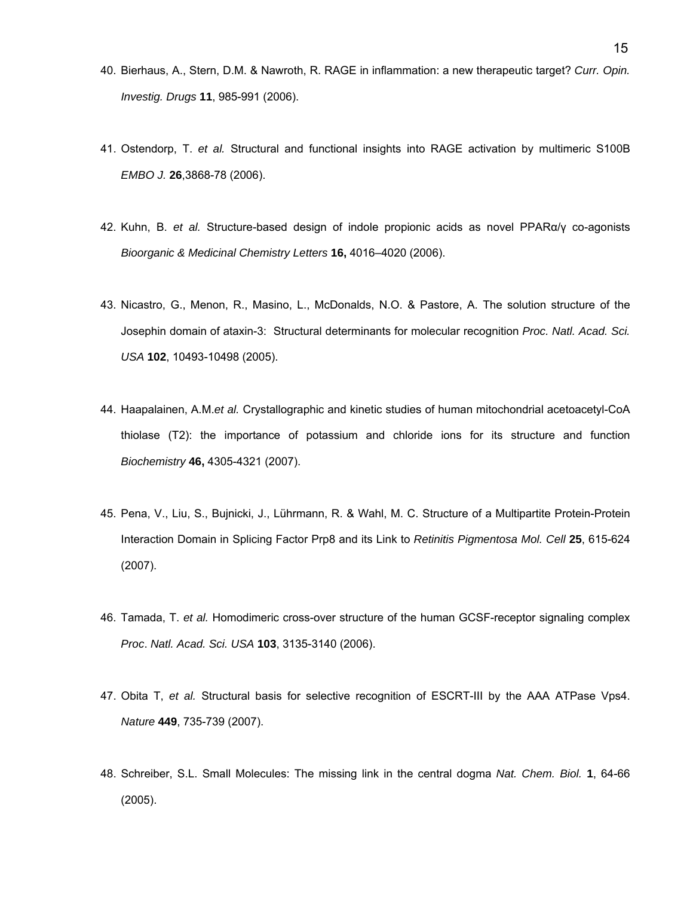40. Bierhaus, A., Stern, D.M. & Nawroth, R. RAGE in inflammation: a new therapeutic target? *Curr. Opin. Investig. Drugs* **11**, 985-991 (2006).

41. Ostendorp, T. *et al.* Structural and functional insights into RAGE activation by multimeric S100B *EMBO J.* **26**,3868-78 (2006).

42. Kuhn, B. *et al.* Structure-based design of indole propionic acids as novel PPARα/γ co-agonists *Bioorganic & Medicinal Chemistry Letters* **16,** 4016–4020 (2006).

43. Nicastro, G., Menon, R., Masino, L., McDonalds, N.O. & Pastore, A. The solution structure of the Josephin domain of ataxin-3: Structural determinants for molecular recognition *Proc. Natl. Acad. Sci. USA* **102**, 10493-10498 (2005).

44. Haapalainen, A.M.*et al.* Crystallographic and kinetic studies of human mitochondrial acetoacetyl-CoA thiolase (T2): the importance of potassium and chloride ions for its structure and function *Biochemistry* **46,** 4305-4321 (2007).

45. Pena, V., Liu, S., Bujnicki, J., Lührmann, R. & Wahl, M. C. Structure of a Multipartite Protein-Protein Interaction Domain in Splicing Factor Prp8 and its Link to *Retinitis Pigmentosa Mol. Cell* **25**, 615-624 (2007).

46. Tamada, T. *et al.* Homodimeric cross-over structure of the human GCSF-receptor signaling complex *Proc*. *Natl. Acad. Sci. USA* **103**, 3135-3140 (2006).

47. Obita T, *et al.* Structural basis for selective recognition of ESCRT-III by the AAA ATPase Vps4. *Nature* **449**, 735-739 (2007).

48. Schreiber, S.L. Small Molecules: The missing link in the central dogma *Nat. Chem. Biol.* **1**, 64-66 (2005).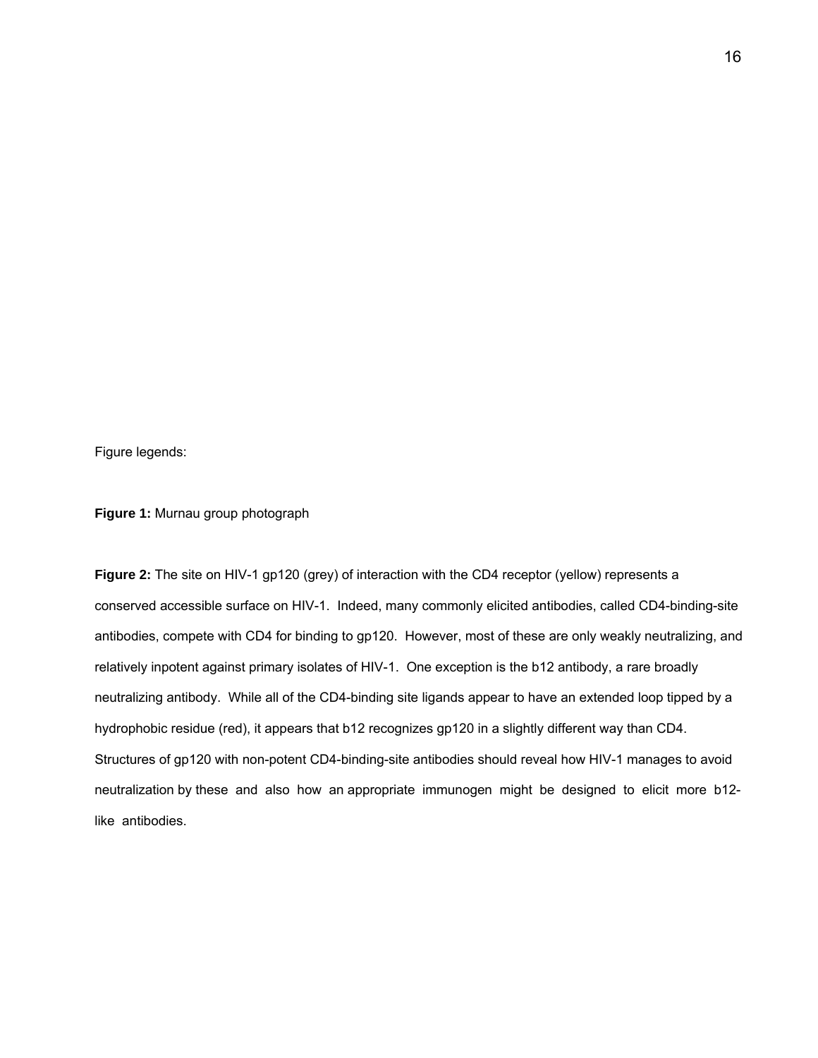Figure legends:

**Figure 1:** Murnau group photograph

**Figure 2:** The site on HIV-1 gp120 (grey) of interaction with the CD4 receptor (yellow) represents a conserved accessible surface on HIV-1. Indeed, many commonly elicited antibodies, called CD4-binding-site antibodies, compete with CD4 for binding to gp120. However, most of these are only weakly neutralizing, and relatively inpotent against primary isolates of HIV-1. One exception is the b12 antibody, a rare broadly neutralizing antibody. While all of the CD4-binding site ligands appear to have an extended loop tipped by a hydrophobic residue (red), it appears that b12 recognizes gp120 in a slightly different way than CD4. Structures of gp120 with non-potent CD4-binding-site antibodies should reveal how HIV-1 manages to avoid neutralization by these and also how an appropriate immunogen might be designed to elicit more b12-like antibodies.